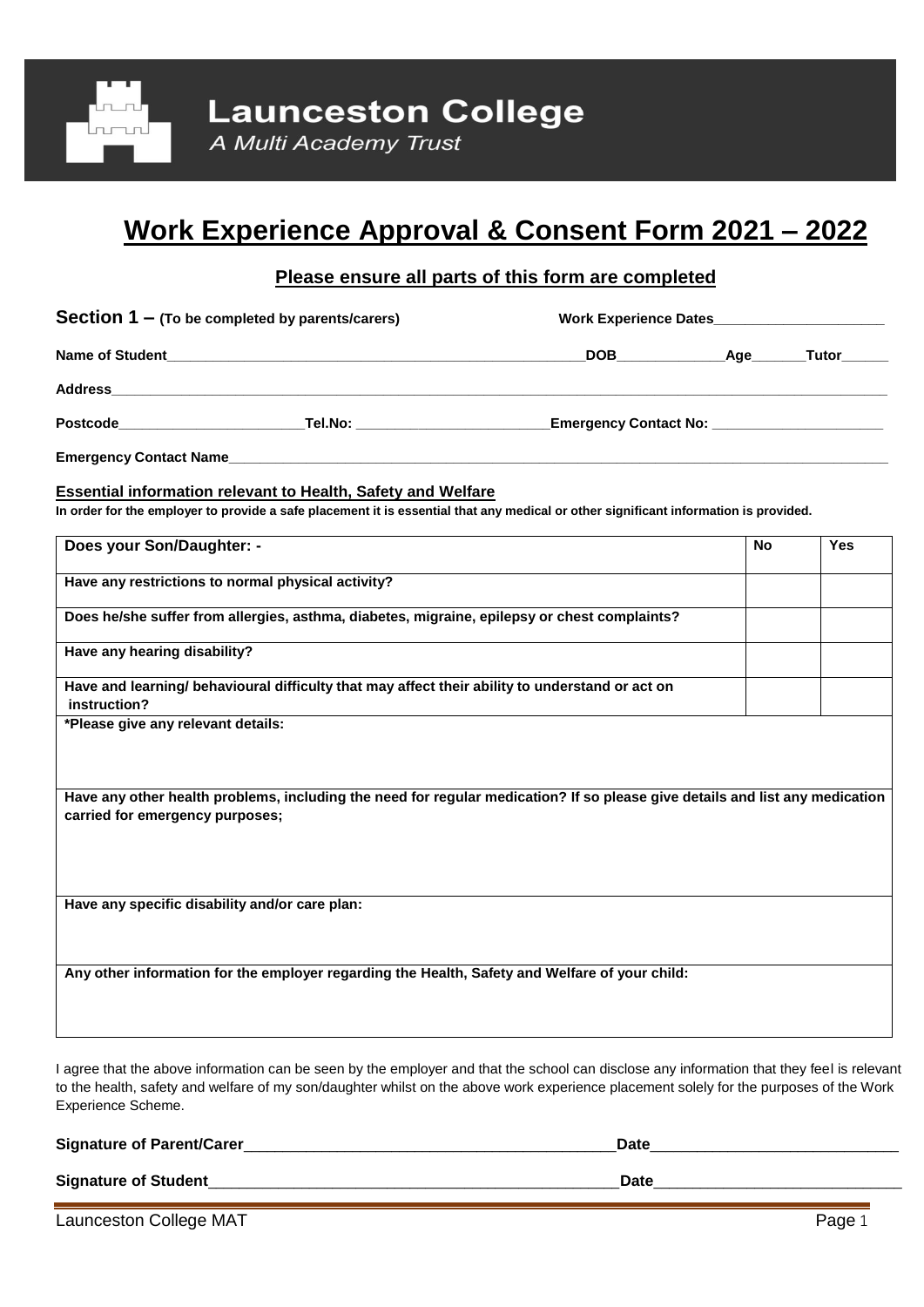**Launceston College**

*A Multi Academy Trust*

# Work Experience Approval & Consent Form 2021 – 2022

## Please ensure all parts of this form are completed

**Section 1 – (To be completed by parents/carers)** **Work Experience Dates**\_\_\_\_\_\_\_\_\_\_\_\_\_\_\_\_\_\_\_\_\_\_

**Name of Student**\_\_\_\_\_\_\_\_\_\_\_\_\_\_\_\_\_\_\_\_\_\_\_\_\_\_\_\_\_\_\_\_\_\_\_\_\_\_\_\_\_\_\_\_\_\_\_\_\_\_\_\_\_**DOB**\_\_\_\_\_\_\_\_\_\_\_\_\_\_**Age**\_\_\_\_\_\_\_**Tutor**\_\_\_\_\_\_

**Address**\_\_\_\_\_\_\_\_\_\_\_\_\_\_\_\_\_\_\_\_\_\_\_\_\_\_\_\_\_\_\_\_\_\_\_\_\_\_\_\_\_\_\_\_\_\_\_\_\_\_\_\_\_\_\_\_\_\_\_\_\_\_\_\_\_\_\_\_\_\_\_\_\_\_\_\_\_\_\_\_\_\_\_\_\_\_\_\_\_\_\_\_\_\_\_\_\_\_

**Postcode**\_\_\_\_\_\_\_\_\_\_\_\_\_\_\_\_\_\_\_\_\_\_\_\_**Tel.No:** \_\_\_\_\_\_\_\_\_\_\_\_\_\_\_\_\_\_\_\_\_\_\_\_\_**Emergency Contact No:** \_\_\_\_\_\_\_\_\_\_\_\_\_\_\_\_\_\_\_\_\_\_

**Emergency Contact Name**\_\_\_\_\_\_\_\_\_\_\_\_\_\_\_\_\_\_\_\_\_\_\_\_\_\_\_\_\_\_\_\_\_\_\_\_\_\_\_\_\_\_\_\_\_\_\_\_\_\_\_\_\_\_\_\_\_\_\_\_\_\_\_\_\_\_\_\_\_\_\_\_\_\_\_\_\_\_\_\_\_\_\_\_\_\_\_\_

### Essential information relevant to Health, Safety and Welfare

**In order for the employer to provide a safe placement it is essential that any medical or other significant information is provided.**

| Does your Son/Daughter: - | No | Yes |
|---|---|---|
| Have any restrictions to normal physical activity? | | |
| Does he/she suffer from allergies, asthma, diabetes, migraine, epilepsy or chest complaints? | | |
| Have any hearing disability? | | |
| Have and learning/ behavioural difficulty that may affect their ability to understand or act on instruction? | | |
| *Please give any relevant details: | | |
| Have any other health problems, including the need for regular medication? If so please give details and list any medication carried for emergency purposes; | | |
| Have any specific disability and/or care plan: | | |
| Any other information for the employer regarding the Health, Safety and Welfare of your child: | | |

I agree that the above information can be seen by the employer and that the school can disclose any information that they feel is relevant to the health, safety and welfare of my son/daughter whilst on the above work experience placement solely for the purposes of the Work Experience Scheme.

**Signature of Parent/Carer**\_\_\_\_\_\_\_\_\_\_\_\_\_\_\_\_\_\_\_\_\_\_\_\_\_\_\_\_\_\_\_\_\_\_\_\_\_\_\_\_\_\_\_\_**Date**\_\_\_\_\_\_\_\_\_\_\_\_\_\_\_\_\_\_\_\_\_\_\_\_\_\_\_\_\_

**Signature of Student**\_\_\_\_\_\_\_\_\_\_\_\_\_\_\_\_\_\_\_\_\_\_\_\_\_\_\_\_\_\_\_\_\_\_\_\_\_\_\_\_\_\_\_\_\_\_\_\_\_\_\_**Date**\_\_\_\_\_\_\_\_\_\_\_\_\_\_\_\_\_\_\_\_\_\_\_\_\_\_\_\_\_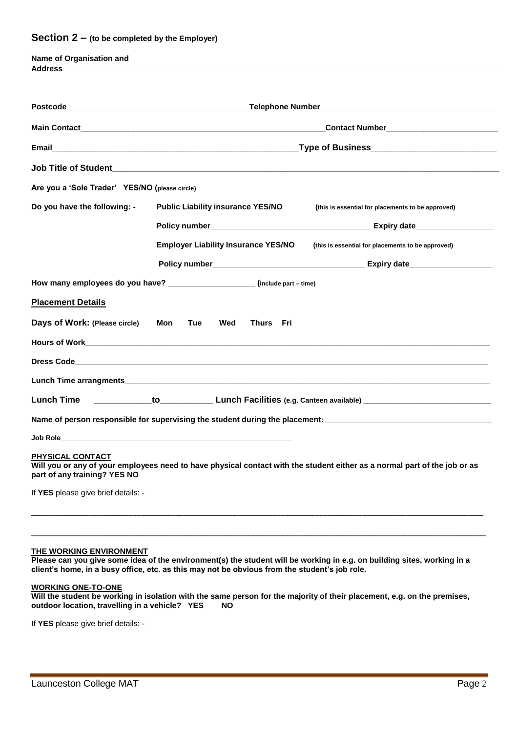## Section 2 – (to be completed by the Employer)

**Name of Organisation and Address**\_\_\_\_\_\_\_\_\_\_\_\_\_\_\_\_\_\_\_\_\_\_\_\_\_\_\_\_\_\_\_\_\_\_\_\_\_\_\_\_\_\_\_\_\_\_\_\_\_\_\_\_\_\_\_\_\_\_\_\_\_\_\_\_\_\_

\_\_\_\_\_\_\_\_\_\_\_\_\_\_\_\_\_\_\_\_\_\_\_\_\_\_\_\_\_\_\_\_\_\_\_\_\_\_\_\_\_\_\_\_\_\_\_\_\_\_\_\_\_\_\_\_\_\_\_\_\_\_\_\_\_\_\_\_\_\_\_\_\_\_\_\_\_\_\_\_\_\_\_\_\_\_\_\_\_\_\_\_\_\_\_\_\_\_\_\_

**Postcode**\_\_\_\_\_\_\_\_\_\_\_\_\_\_\_\_\_\_\_\_\_\_\_\_\_\_\_\_\_\_\_\_\_\_\_\_\_\_\_\_\_\_**Telephone Number**\_\_\_\_\_\_\_\_\_\_\_\_\_\_\_\_\_\_\_\_\_\_\_\_\_\_\_\_\_\_\_\_\_\_\_\_\_\_\_\_\_\_

**Main Contact**\_\_\_\_\_\_\_\_\_\_\_\_\_\_\_\_\_\_\_\_\_\_\_\_\_\_\_\_\_\_\_\_\_\_\_\_\_\_\_\_\_\_\_\_\_\_\_\_\_\_\_\_\_\_\_\_\_\_**Contact Number**\_\_\_\_\_\_\_\_\_\_\_\_\_\_\_\_\_\_\_\_\_\_\_\_\_\_\_\_

**Email**\_\_\_\_\_\_\_\_\_\_\_\_\_\_\_\_\_\_\_\_\_\_\_\_\_\_\_\_\_\_\_\_\_\_\_\_\_\_\_\_\_\_\_\_\_\_\_\_\_\_\_\_\_\_\_\_\_\_**Type of Business**\_\_\_\_\_\_\_\_\_\_\_\_\_\_\_\_\_\_\_\_\_\_\_\_\_\_\_\_\_\_

**Job Title of Student**\_\_\_\_\_\_\_\_\_\_\_\_\_\_\_\_\_\_\_\_\_\_\_\_\_\_\_\_\_\_\_\_\_\_\_\_\_\_\_\_\_\_\_\_\_\_\_\_\_\_\_\_\_\_\_\_\_\_\_\_\_\_\_\_\_\_\_\_\_\_\_\_\_\_\_\_\_\_

**Are you a 'Sole Trader' YES/NO (please circle)**

**Do you have the following: -** **Public Liability insurance YES/NO** **(this is essential for placements to be approved)**

**Policy number**\_\_\_\_\_\_\_\_\_\_\_\_\_\_\_\_\_\_\_\_\_\_\_\_\_\_\_\_\_\_\_\_\_\_\_\_\_\_ **Expiry date**\_\_\_\_\_\_\_\_\_\_\_\_\_\_\_\_\_\_\_\_

**Employer Liability Insurance YES/NO** **(this is essential for placements to be approved)**

**Policy number**\_\_\_\_\_\_\_\_\_\_\_\_\_\_\_\_\_\_\_\_\_\_\_\_\_\_\_\_\_\_\_\_\_\_\_\_\_\_ **Expiry date**\_\_\_\_\_\_\_\_\_\_\_\_\_\_\_\_\_\_\_\_

**How many employees do you have?** \_\_\_\_\_\_\_\_\_\_\_\_\_\_\_\_\_\_\_\_\_\_ **(include part – time)**

### Placement Details

**Days of Work: (Please circle)** **Mon Tue Wed Thurs Fri**

**Hours of Work**\_\_\_\_\_\_\_\_\_\_\_\_\_\_\_\_\_\_\_\_\_\_\_\_\_\_\_\_\_\_\_\_\_\_\_\_\_\_\_\_\_\_\_\_\_\_\_\_\_\_\_\_\_\_\_\_\_\_\_\_\_\_\_\_\_\_\_\_\_\_\_\_\_\_\_\_\_\_\_\_\_\_\_\_\_\_\_\_

**Dress Code**\_\_\_\_\_\_\_\_\_\_\_\_\_\_\_\_\_\_\_\_\_\_\_\_\_\_\_\_\_\_\_\_\_\_\_\_\_\_\_\_\_\_\_\_\_\_\_\_\_\_\_\_\_\_\_\_\_\_\_\_\_\_\_\_\_\_\_\_\_\_\_\_\_\_\_\_\_\_\_\_\_\_\_\_\_\_\_\_\_\_

**Lunch Time arrangments**\_\_\_\_\_\_\_\_\_\_\_\_\_\_\_\_\_\_\_\_\_\_\_\_\_\_\_\_\_\_\_\_\_\_\_\_\_\_\_\_\_\_\_\_\_\_\_\_\_\_\_\_\_\_\_\_\_\_\_\_\_\_\_\_\_\_\_\_\_\_\_\_\_\_\_\_\_\_

**Lunch Time** \_\_\_\_\_\_\_\_\_\_\_\_\_\_**to**\_\_\_\_\_\_\_\_\_\_\_\_\_\_ **Lunch Facilities (e.g. Canteen available)** \_\_\_\_\_\_\_\_\_\_\_\_\_\_\_\_\_\_\_\_\_\_\_\_\_\_\_\_\_\_

**Name of person responsible for supervising the student during the placement:** \_\_\_\_\_\_\_\_\_\_\_\_\_\_\_\_\_\_\_\_\_\_\_\_\_\_\_\_\_\_\_\_\_\_\_\_\_\_\_\_

**Job Role**\_\_\_\_\_\_\_\_\_\_\_\_\_\_\_\_\_\_\_\_\_\_\_\_\_\_\_\_\_\_\_\_\_\_\_\_\_\_\_\_\_\_\_\_\_\_\_\_\_\_\_\_\_\_\_\_\_\_\_\_

**PHYSICAL CONTACT**

**Will you or any of your employees need to have physical contact with the student either as a normal part of the job or as part of any training? YES NO**

If **YES** please give brief details: -

\_\_\_\_\_\_\_\_\_\_\_\_\_\_\_\_\_\_\_\_\_\_\_\_\_\_\_\_\_\_\_\_\_\_\_\_\_\_\_\_\_\_\_\_\_\_\_\_\_\_\_\_\_\_\_\_\_\_\_\_\_\_\_\_\_\_\_\_\_\_\_\_\_\_\_\_\_\_\_\_\_\_\_\_\_\_\_\_\_\_\_\_\_\_\_\_\_\_\_\_

\_\_\_\_\_\_\_\_\_\_\_\_\_\_\_\_\_\_\_\_\_\_\_\_\_\_\_\_\_\_\_\_\_\_\_\_\_\_\_\_\_\_\_\_\_\_\_\_\_\_\_\_\_\_\_\_\_\_\_\_\_\_\_\_\_\_\_\_\_\_\_\_\_\_\_\_\_\_\_\_\_\_\_\_\_\_\_\_\_\_\_\_\_\_\_\_\_\_\_\_

**THE WORKING ENVIRONMENT**

**Please can you give some idea of the environment(s) the student will be working in e.g. on building sites, working in a client's home, in a busy office, etc. as this may not be obvious from the student's job role.**

**WORKING ONE-TO-ONE**

**Will the student be working in isolation with the same person for the majority of their placement, e.g. on the premises, outdoor location, travelling in a vehicle? YES NO**

If **YES** please give brief details: -

Launceston College MAT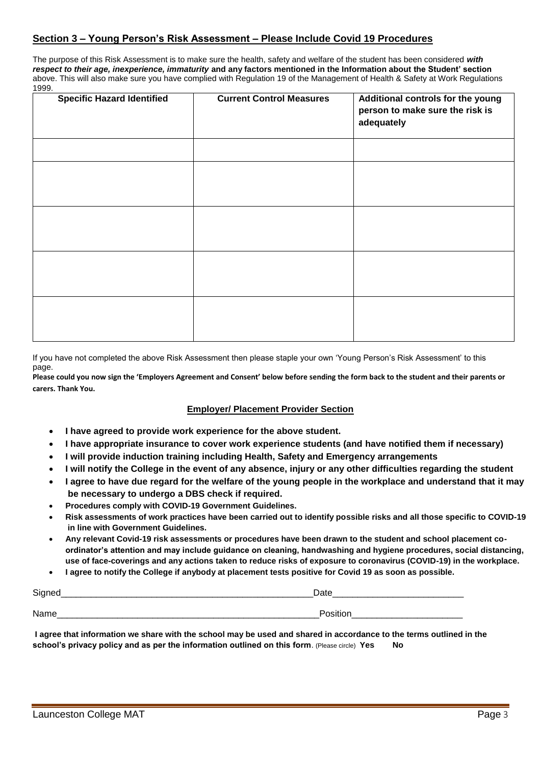## Section 3 – Young Person's Risk Assessment – Please Include Covid 19 Procedures

The purpose of this Risk Assessment is to make sure the health, safety and welfare of the student has been considered ***with respect to their age, inexperience, immaturity*** **and any factors mentioned in the Information about the Student' section** above. This will also make sure you have complied with Regulation 19 of the Management of Health & Safety at Work Regulations 1999.

| Specific Hazard Identified | Current Control Measures | Additional controls for the young person to make sure the risk is adequately |
|---|---|---|
| | | |
| | | |
| | | |
| | | |
| | | |

If you have not completed the above Risk Assessment then please staple your own 'Young Person's Risk Assessment' to this page.

**Please could you now sign the 'Employers Agreement and Consent' below before sending the form back to the student and their parents or carers. Thank You.**

### Employer/ Placement Provider Section

- **I have agreed to provide work experience for the above student.**
- **I have appropriate insurance to cover work experience students (and have notified them if necessary)**
- **I will provide induction training including Health, Safety and Emergency arrangements**
- **I will notify the College in the event of any absence, injury or any other difficulties regarding the student**
- **I agree to have due regard for the welfare of the young people in the workplace and understand that it may be necessary to undergo a DBS check if required.**
- **Procedures comply with COVID-19 Government Guidelines.**
- **Risk assessments of work practices have been carried out to identify possible risks and all those specific to COVID-19 in line with Government Guidelines.**
- **Any relevant Covid-19 risk assessments or procedures have been drawn to the student and school placement co-ordinator's attention and may include guidance on cleaning, handwashing and hygiene procedures, social distancing, use of face-coverings and any actions taken to reduce risks of exposure to coronavirus (COVID-19) in the workplace.**
- **I agree to notify the College if anybody at placement tests positive for Covid 19 as soon as possible.**

Signed\_\_\_\_\_\_\_\_\_\_\_\_\_\_\_\_\_\_\_\_\_\_\_\_\_\_\_\_\_\_\_\_\_\_\_\_\_\_\_\_\_\_\_\_\_\_\_\_\_\_Date\_\_\_\_\_\_\_\_\_\_\_\_\_\_\_\_\_\_\_\_\_\_\_\_\_\_

Name\_\_\_\_\_\_\_\_\_\_\_\_\_\_\_\_\_\_\_\_\_\_\_\_\_\_\_\_\_\_\_\_\_\_\_\_\_\_\_\_\_\_\_\_\_\_\_\_\_\_\_\_Position\_\_\_\_\_\_\_\_\_\_\_\_\_\_\_\_\_\_\_\_\_\_

**I agree that information we share with the school may be used and shared in accordance to the terms outlined in the school's privacy policy and as per the information outlined on this form**. (Please circle) **Yes No**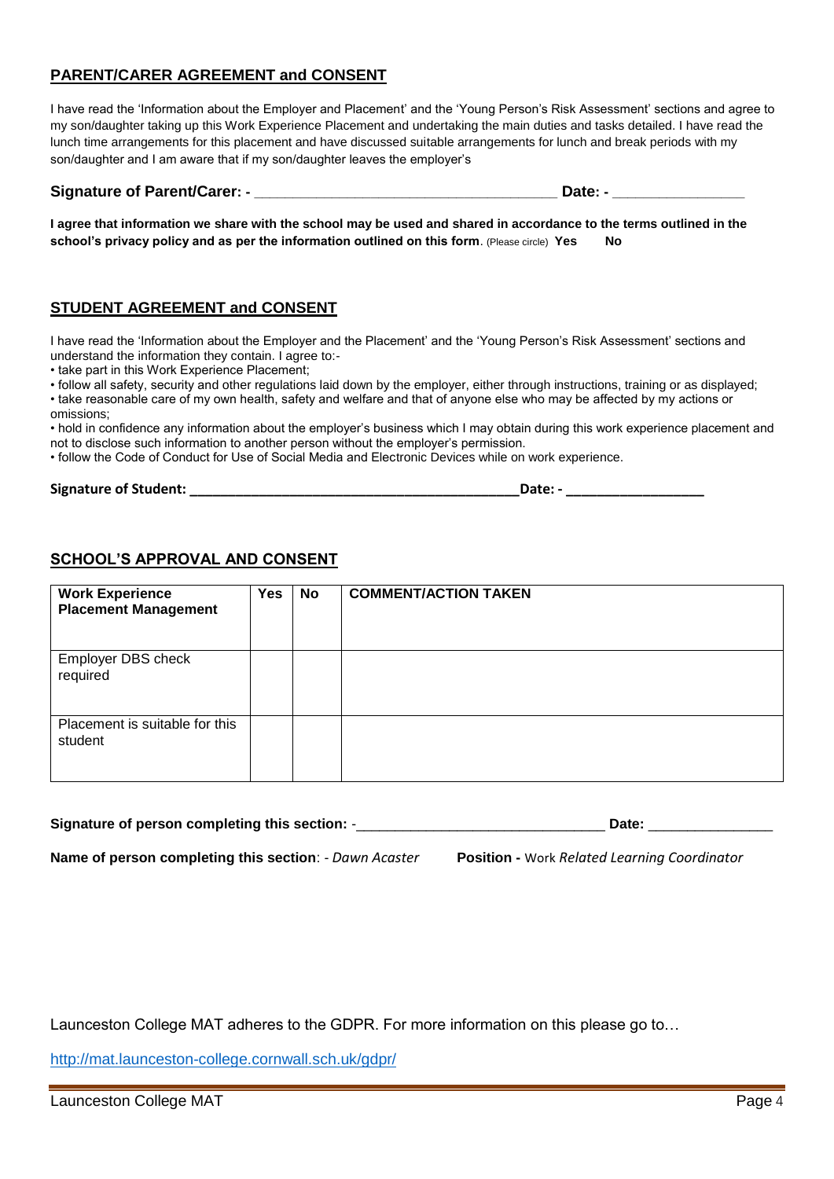## PARENT/CARER AGREEMENT and CONSENT

I have read the 'Information about the Employer and Placement' and the 'Young Person's Risk Assessment' sections and agree to my son/daughter taking up this Work Experience Placement and undertaking the main duties and tasks detailed. I have read the lunch time arrangements for this placement and have discussed suitable arrangements for lunch and break periods with my son/daughter and I am aware that if my son/daughter leaves the employer's

**Signature of Parent/Carer: - ____________________________________ Date: - ________________**

**I agree that information we share with the school may be used and shared in accordance to the terms outlined in the school's privacy policy and as per the information outlined on this form**. (Please circle) **Yes No**

## STUDENT AGREEMENT and CONSENT

I have read the 'Information about the Employer and the Placement' and the 'Young Person's Risk Assessment' sections and understand the information they contain. I agree to:-

- take part in this Work Experience Placement;
- follow all safety, security and other regulations laid down by the employer, either through instructions, training or as displayed;
- take reasonable care of my own health, safety and welfare and that of anyone else who may be affected by my actions or omissions;
- hold in confidence any information about the employer's business which I may obtain during this work experience placement and not to disclose such information to another person without the employer's permission.
- follow the Code of Conduct for Use of Social Media and Electronic Devices while on work experience.

**Signature of Student: ____________________________________________Date: - __________________**

## SCHOOL'S APPROVAL AND CONSENT

| Work Experience Placement Management | Yes | No | COMMENT/ACTION TAKEN |
|---|---|---|---|
| Employer DBS check required | | | |
| Placement is suitable for this student | | | |

**Signature of person completing this section:** -_______________________________ **Date:** ________________

**Name of person completing this section**: - *Dawn Acaster* **Position -** Work *Related Learning Coordinator*

Launceston College MAT adheres to the GDPR. For more information on this please go to…

http://mat.launceston-college.cornwall.sch.uk/gdpr/